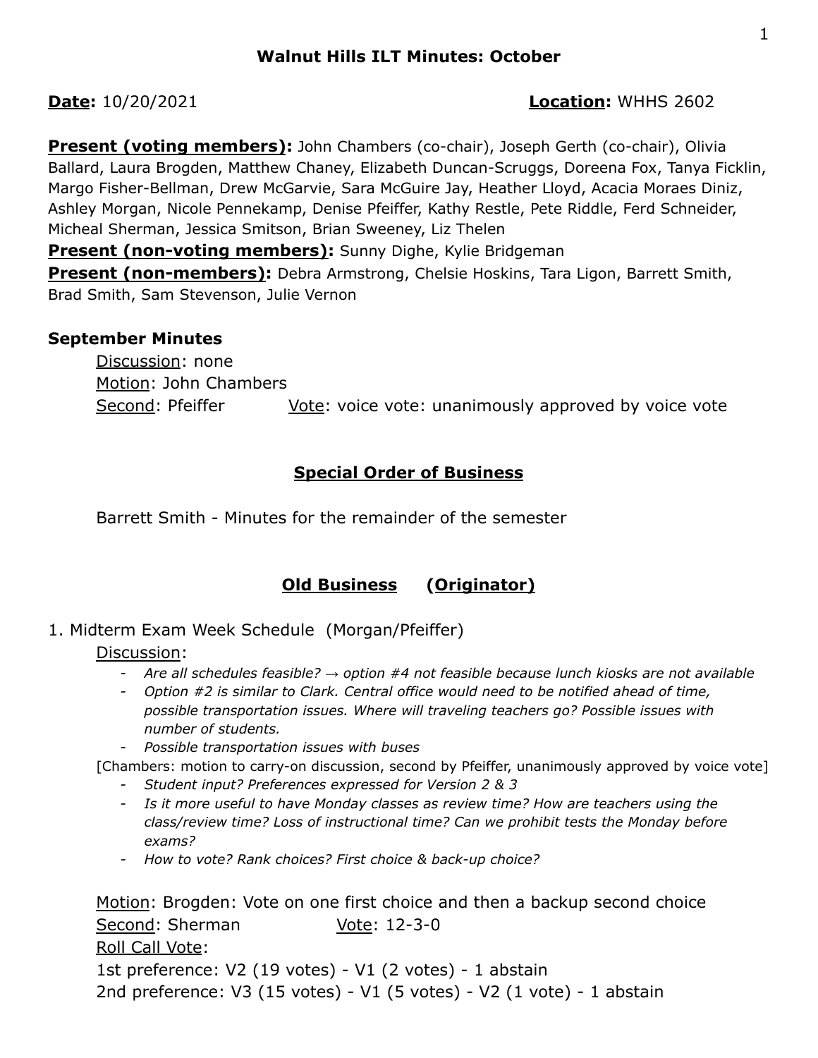# Walnut Hills ILT Minutes: October

**Date:** 10/20/2021 **Location:** WHHS 2602

**Present (voting members):** John Chambers (co-chair), Joseph Gerth (co-chair), Olivia Ballard, Laura Brogden, Matthew Chaney, Elizabeth Duncan-Scruggs, Doreena Fox, Tanya Ficklin, Margo Fisher-Bellman, Drew McGarvie, Sara McGuire Jay, Heather Lloyd, Acacia Moraes Diniz, Ashley Morgan, Nicole Pennekamp, Denise Pfeiffer, Kathy Restle, Pete Riddle, Ferd Schneider, Micheal Sherman, Jessica Smitson, Brian Sweeney, Liz Thelen

**Present (non-voting members):** Sunny Dighe, Kylie Bridgeman

**Present (non-members):** Debra Armstrong, Chelsie Hoskins, Tara Ligon, Barrett Smith, Brad Smith, Sam Stevenson, Julie Vernon

### September Minutes

Discussion: none
Motion: John Chambers
Second: Pfeiffer Vote: voice vote: unanimously approved by voice vote

## Special Order of Business

Barrett Smith - Minutes for the remainder of the semester

## Old Business (Originator)

1. Midterm Exam Week Schedule (Morgan/Pfeiffer)

Discussion:

- *Are all schedules feasible? → option #4 not feasible because lunch kiosks are not available*
- *Option #2 is similar to Clark. Central office would need to be notified ahead of time, possible transportation issues. Where will traveling teachers go? Possible issues with number of students.*
- *Possible transportation issues with buses*

[Chambers: motion to carry-on discussion, second by Pfeiffer, unanimously approved by voice vote]

- *Student input? Preferences expressed for Version 2 & 3*
- *Is it more useful to have Monday classes as review time? How are teachers using the class/review time? Loss of instructional time? Can we prohibit tests the Monday before exams?*
- *How to vote? Rank choices? First choice & back-up choice?*

Motion: Brogden: Vote on one first choice and then a backup second choice
Second: Sherman Vote: 12-3-0
Roll Call Vote:
1st preference: V2 (19 votes) - V1 (2 votes) - 1 abstain
2nd preference: V3 (15 votes) - V1 (5 votes) - V2 (1 vote) - 1 abstain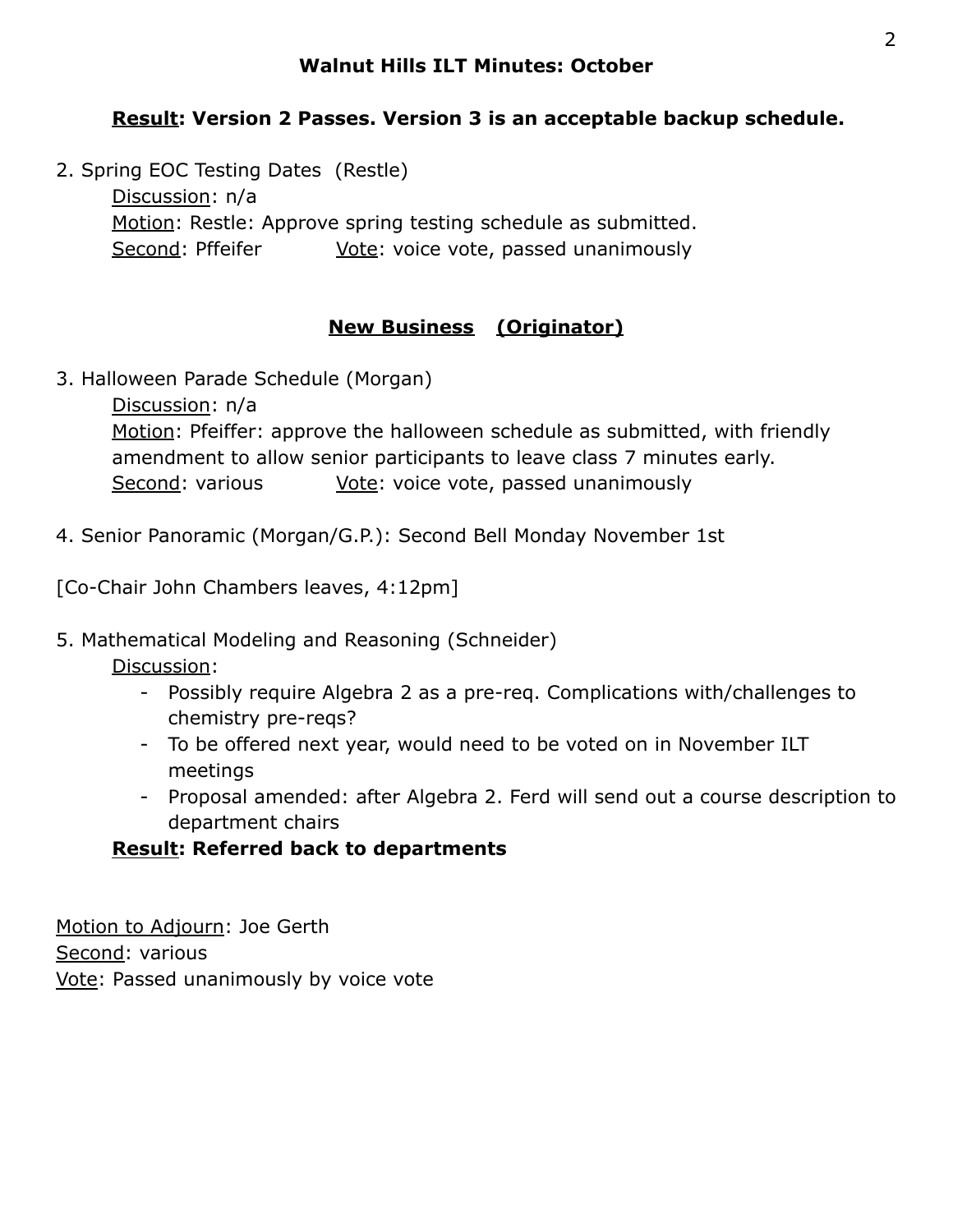**Walnut Hills ILT Minutes: October**

**<u>Result</u>: Version 2 Passes. Version 3 is an acceptable backup schedule.**

2. Spring EOC Testing Dates (Restle)
   - <u>Discussion</u>: n/a
   - <u>Motion</u>: Restle: Approve spring testing schedule as submitted.
   - <u>Second</u>: Pffeifer  <u>Vote</u>: voice vote, passed unanimously

## <u>New Business</u> <u>(Originator)</u>

3. Halloween Parade Schedule (Morgan)
   - <u>Discussion</u>: n/a
   - <u>Motion</u>: Pfeiffer: approve the halloween schedule as submitted, with friendly amendment to allow senior participants to leave class 7 minutes early.
   - <u>Second</u>: various  <u>Vote</u>: voice vote, passed unanimously

4. Senior Panoramic (Morgan/G.P.): Second Bell Monday November 1st

[Co-Chair John Chambers leaves, 4:12pm]

5. Mathematical Modeling and Reasoning (Schneider)
   - <u>Discussion</u>:
     - Possibly require Algebra 2 as a pre-req. Complications with/challenges to chemistry pre-reqs?
     - To be offered next year, would need to be voted on in November ILT meetings
     - Proposal amended: after Algebra 2. Ferd will send out a course description to department chairs
   - **<u>Result</u>: Referred back to departments**

<u>Motion to Adjourn</u>: Joe Gerth
<u>Second</u>: various
<u>Vote</u>: Passed unanimously by voice vote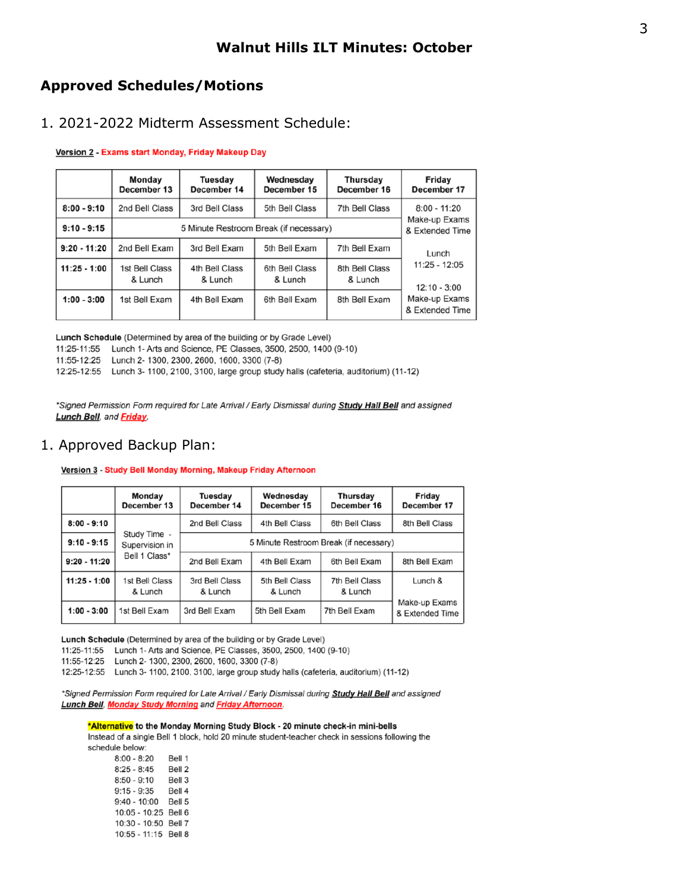# Walnut Hills ILT Minutes: October

## Approved Schedules/Motions

1. 2021-2022 Midterm Assessment Schedule:

**Version 2** - **Exams start Monday, Friday Makeup Day**

| | Monday December 13 | Tuesday December 14 | Wednesday December 15 | Thursday December 16 | Friday December 17 |
|---|---|---|---|---|---|
| **8:00 - 9:10** | 2nd Bell Class | 3rd Bell Class | 5th Bell Class | 7th Bell Class | 8:00 - 11:20 Make-up Exams & Extended Time |
| **9:10 - 9:15** | 5 Minute Restroom Break (if necessary) | | | | |
| **9:20 - 11:20** | 2nd Bell Exam | 3rd Bell Exam | 5th Bell Exam | 7th Bell Exam | |
| **11:25 - 1:00** | 1st Bell Class & Lunch | 4th Bell Class & Lunch | 6th Bell Class & Lunch | 8th Bell Class & Lunch | Lunch 11:25 - 12:05 |
| **1:00 - 3:00** | 1st Bell Exam | 4th Bell Exam | 6th Bell Exam | 8th Bell Exam | 12:10 - 3:00 Make-up Exams & Extended Time |

**Lunch Schedule** (Determined by area of the building or by Grade Level)
11:25-11:55 Lunch 1- Arts and Science, PE Classes, 3500, 2500, 1400 (9-10)
11:55-12:25 Lunch 2- 1300, 2300, 2600, 1600, 3300 (7-8)
12:25-12:55 Lunch 3- 1100, 2100, 3100, large group study halls (cafeteria, auditorium) (11-12)

*\*Signed Permission Form required for Late Arrival / Early Dismissal during **Study Hall Bell** and assigned **Lunch Bell**, and **Friday**.*

1. Approved Backup Plan:

**Version 3** - **Study Bell Monday Morning, Makeup Friday Afternoon**

| | Monday December 13 | Tuesday December 14 | Wednesday December 15 | Thursday December 16 | Friday December 17 |
|---|---|---|---|---|---|
| **8:00 - 9:10** | Study Time - Supervision in Bell 1 Class* | 2nd Bell Class | 4th Bell Class | 6th Bell Class | 8th Bell Class |
| **9:10 - 9:15** | | 5 Minute Restroom Break (if necessary) | | | |
| **9:20 - 11:20** | | 2nd Bell Exam | 4th Bell Exam | 6th Bell Exam | 8th Bell Exam |
| **11:25 - 1:00** | 1st Bell Class & Lunch | 3rd Bell Class & Lunch | 5th Bell Class & Lunch | 7th Bell Class & Lunch | Lunch & Make-up Exams & Extended Time |
| **1:00 - 3:00** | 1st Bell Exam | 3rd Bell Exam | 5th Bell Exam | 7th Bell Exam | |

**Lunch Schedule** (Determined by area of the building or by Grade Level)
11:25-11:55 Lunch 1- Arts and Science, PE Classes, 3500, 2500, 1400 (9-10)
11:55-12:25 Lunch 2- 1300, 2300, 2600, 1600, 3300 (7-8)
12:25-12:55 Lunch 3- 1100, 2100, 3100, large group study halls (cafeteria, auditorium) (11-12)

*\*Signed Permission Form required for Late Arrival / Early Dismissal during **Study Hall Bell** and assigned **Lunch Bell**, **Monday Study Morning** and **Friday Afternoon**.*

**\*Alternative to the Monday Morning Study Block - 20 minute check-in mini-bells**
Instead of a single Bell 1 block, hold 20 minute student-teacher check in sessions following the schedule below:

8:00 - 8:20 Bell 1
8:25 - 8:45 Bell 2
8:50 - 9:10 Bell 3
9:15 - 9:35 Bell 4
9:40 - 10:00 Bell 5
10:05 - 10:25 Bell 6
10:30 - 10:50 Bell 7
10:55 - 11:15 Bell 8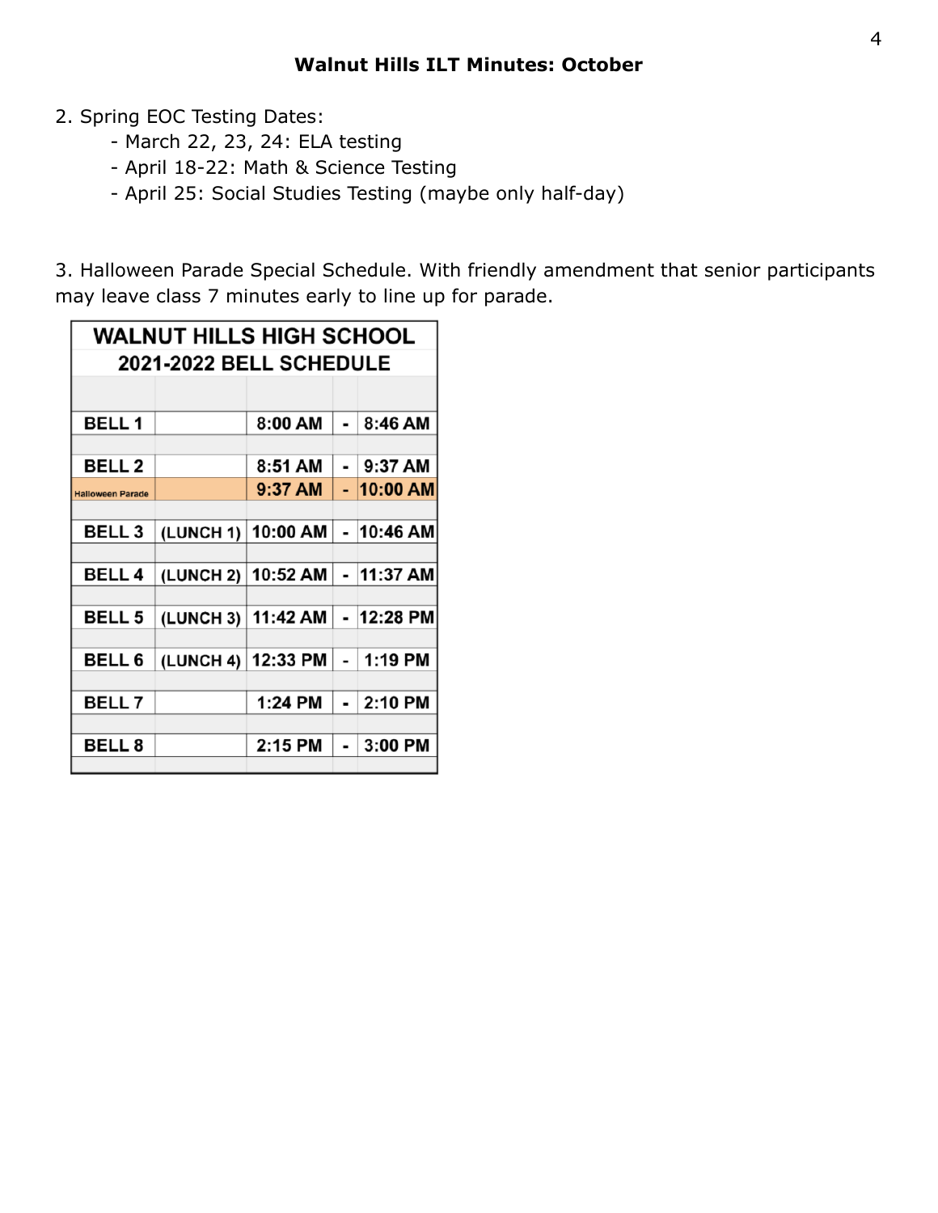**Walnut Hills ILT Minutes: October**

2. Spring EOC Testing Dates:
    - March 22, 23, 24: ELA testing
    - April 18-22: Math & Science Testing
    - April 25: Social Studies Testing (maybe only half-day)

3. Halloween Parade Special Schedule. With friendly amendment that senior participants may leave class 7 minutes early to line up for parade.

| WALNUT HILLS HIGH SCHOOL 2021-2022 BELL SCHEDULE | | | | |
|---|---|---|---|---|
| BELL 1 | | 8:00 AM | - | 8:46 AM |
| BELL 2 | | 8:51 AM | - | 9:37 AM |
| Halloween Parade | | 9:37 AM | - | 10:00 AM |
| BELL 3 | (LUNCH 1) | 10:00 AM | - | 10:46 AM |
| BELL 4 | (LUNCH 2) | 10:52 AM | - | 11:37 AM |
| BELL 5 | (LUNCH 3) | 11:42 AM | - | 12:28 PM |
| BELL 6 | (LUNCH 4) | 12:33 PM | - | 1:19 PM |
| BELL 7 | | 1:24 PM | - | 2:10 PM |
| BELL 8 | | 2:15 PM | - | 3:00 PM |